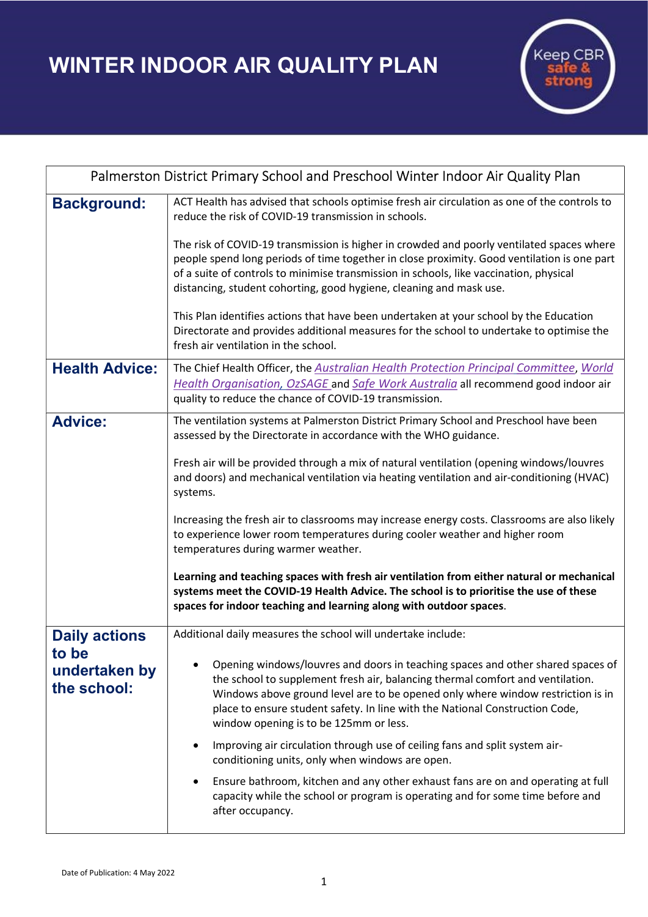# WINTER INDOOR AIR QUALITY PLAN

Keep CBR safe & strong

| Palmerston District Primary School and Preschool Winter Indoor Air Quality Plan | |
|---|---|
| **Background:** | ACT Health has advised that schools optimise fresh air circulation as one of the controls to reduce the risk of COVID-19 transmission in schools.<br><br>The risk of COVID-19 transmission is higher in crowded and poorly ventilated spaces where people spend long periods of time together in close proximity. Good ventilation is one part of a suite of controls to minimise transmission in schools, like vaccination, physical distancing, student cohorting, good hygiene, cleaning and mask use.<br><br>This Plan identifies actions that have been undertaken at your school by the Education Directorate and provides additional measures for the school to undertake to optimise the fresh air ventilation in the school. |
| **Health Advice:** | The Chief Health Officer, the *Australian Health Protection Principal Committee*, *World Health Organisation*, *OzSAGE* and *Safe Work Australia* all recommend good indoor air quality to reduce the chance of COVID-19 transmission. |
| **Advice:** | The ventilation systems at Palmerston District Primary School and Preschool have been assessed by the Directorate in accordance with the WHO guidance.<br><br>Fresh air will be provided through a mix of natural ventilation (opening windows/louvres and doors) and mechanical ventilation via heating ventilation and air-conditioning (HVAC) systems.<br><br>Increasing the fresh air to classrooms may increase energy costs. Classrooms are also likely to experience lower room temperatures during cooler weather and higher room temperatures during warmer weather.<br><br>**Learning and teaching spaces with fresh air ventilation from either natural or mechanical systems meet the COVID-19 Health Advice. The school is to prioritise the use of these spaces for indoor teaching and learning along with outdoor spaces**. |
| **Daily actions to be undertaken by the school:** | Additional daily measures the school will undertake include:<br><br>• Opening windows/louvres and doors in teaching spaces and other shared spaces of the school to supplement fresh air, balancing thermal comfort and ventilation. Windows above ground level are to be opened only where window restriction is in place to ensure student safety. In line with the National Construction Code, window opening is to be 125mm or less.<br><br>• Improving air circulation through use of ceiling fans and split system air-conditioning units, only when windows are open.<br><br>• Ensure bathroom, kitchen and any other exhaust fans are on and operating at full capacity while the school or program is operating and for some time before and after occupancy. |

Date of Publication: 4 May 2022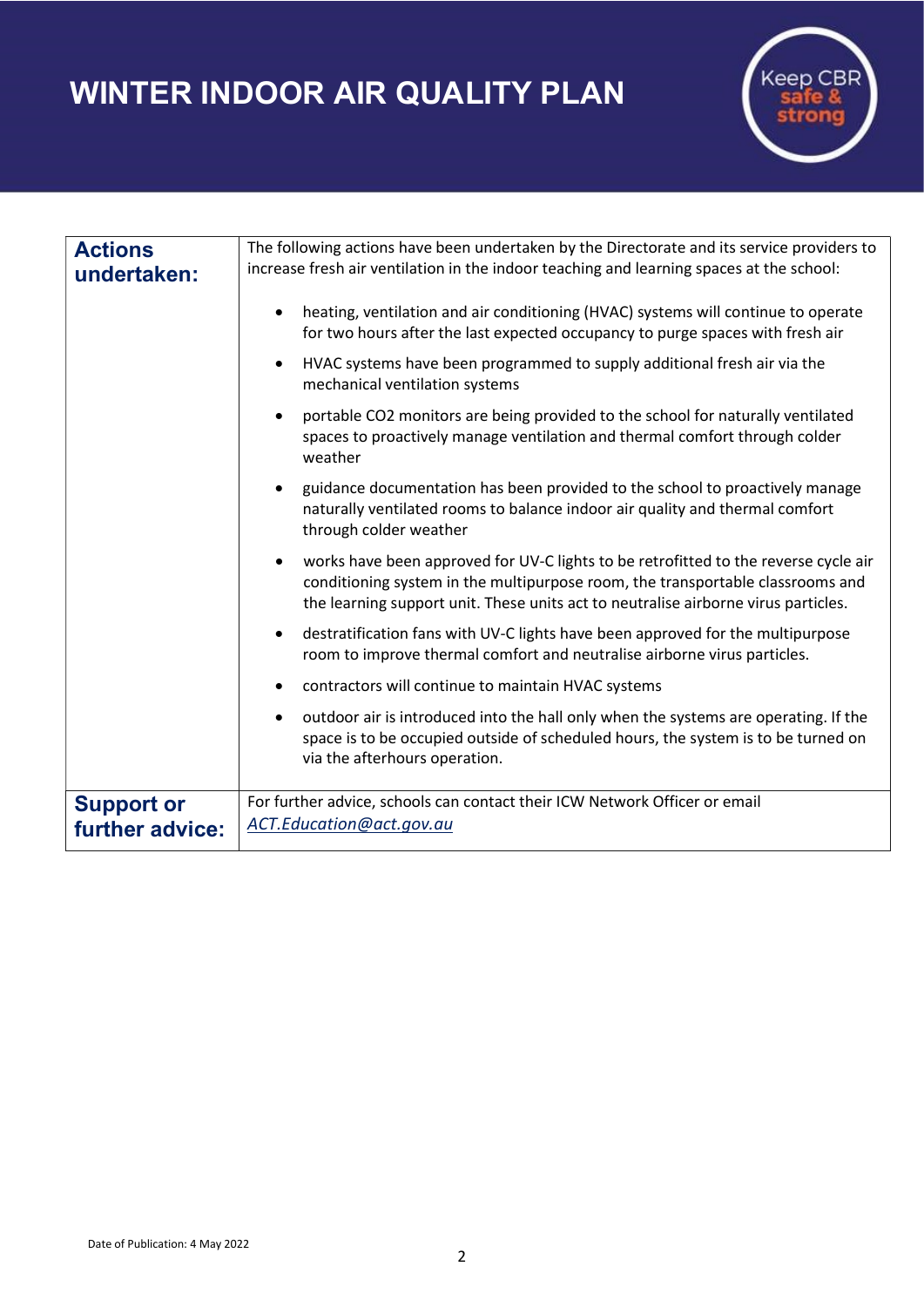# WINTER INDOOR AIR QUALITY PLAN

Keep CBR safe & strong

| | |
|---|---|
| **Actions undertaken:** | The following actions have been undertaken by the Directorate and its service providers to increase fresh air ventilation in the indoor teaching and learning spaces at the school:<br><br>• heating, ventilation and air conditioning (HVAC) systems will continue to operate for two hours after the last expected occupancy to purge spaces with fresh air<br>• HVAC systems have been programmed to supply additional fresh air via the mechanical ventilation systems<br>• portable $CO_2$ monitors are being provided to the school for naturally ventilated spaces to proactively manage ventilation and thermal comfort through colder weather<br>• guidance documentation has been provided to the school to proactively manage naturally ventilated rooms to balance indoor air quality and thermal comfort through colder weather<br>• works have been approved for UV-C lights to be retrofitted to the reverse cycle air conditioning system in the multipurpose room, the transportable classrooms and the learning support unit. These units act to neutralise airborne virus particles.<br>• destratification fans with UV-C lights have been approved for the multipurpose room to improve thermal comfort and neutralise airborne virus particles.<br>• contractors will continue to maintain HVAC systems<br>• outdoor air is introduced into the hall only when the systems are operating. If the space is to be occupied outside of scheduled hours, the system is to be turned on via the afterhours operation. |
| **Support or further advice:** | For further advice, schools can contact their ICW Network Officer or email *ACT.Education@act.gov.au* |

Date of Publication: 4 May 2022